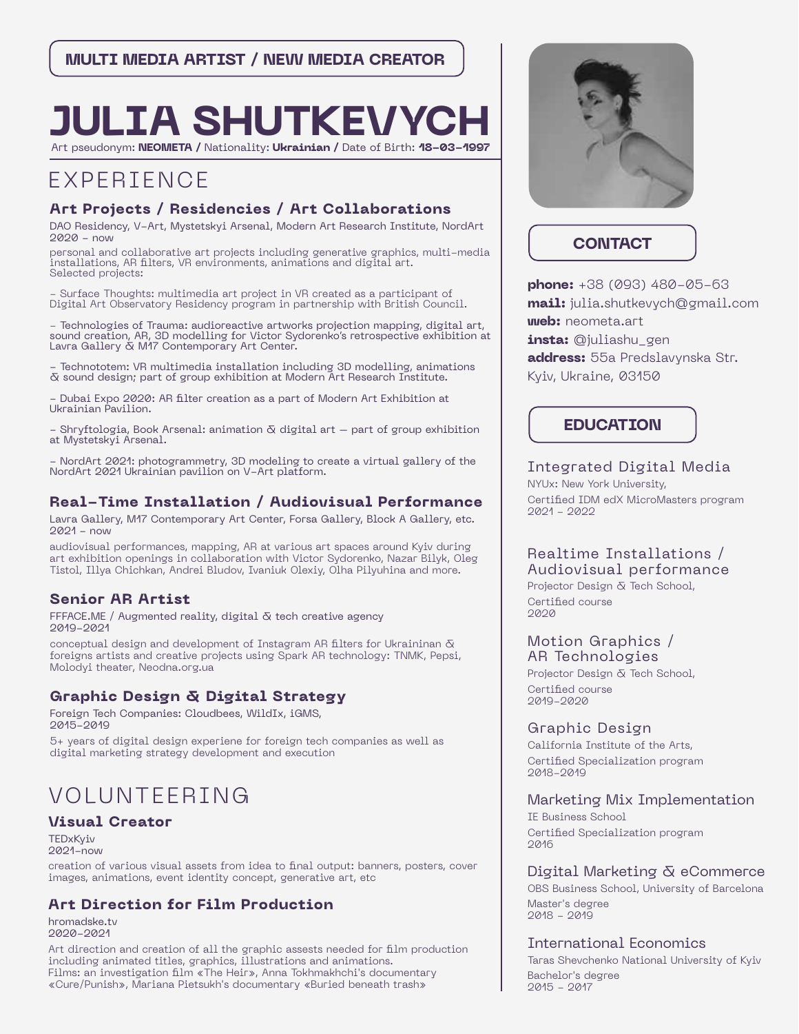**MULTI MEDIA ARTIST / NEW MEDIA CREATOR**

# JULIA SHUTKEVYCH

Art pseudonym: **NEOMETA /** Nationality: **Ukrainian /** Date of Birth: **18-03-1997**

## EXPERIENCE

### Art Projects / Residencies / Art Collaborations

DAO Residency, V-Art, Mystetskyi Arsenal, Modern Art Research Institute, NordArt
2020 - now

personal and collaborative art projects including generative graphics, multi-media installations, AR filters, VR environments, animations and digital art.
Selected projects:

- Surface Thoughts: multimedia art project in VR created as a participant of Digital Art Observatory Residency program in partnership with British Council.

- Technologies of Trauma: audioreactive artworks projection mapping, digital art, sound creation, AR, 3D modelling for Victor Sydorenko's retrospective exhibition at Lavra Gallery & M17 Contemporary Art Center.

- Technototem: VR multimedia installation including 3D modelling, animations & sound design; part of group exhibition at Modern Art Research Institute.

- Dubai Expo 2020: AR filter creation as a part of Modern Art Exhibition at Ukrainian Pavilion.

- Shryftologia, Book Arsenal: animation & digital art — part of group exhibition at Mystetskyi Arsenal.

- NordArt 2021: photogrammetry, 3D modeling to create a virtual gallery of the NordArt 2021 Ukrainian pavilion on V-Art platform.

### Real-Time Installation / Audiovisual Performance

Lavra Gallery, M17 Contemporary Art Center, Forsa Gallery, Block A Gallery, etc.
2021 - now

audiovisual performances, mapping, AR at various art spaces around Kyiv during art exhibition openings in collaboration with Victor Sydorenko, Nazar Bilyk, Oleg Tistol, Illya Chichkan, Andrei Bludov, Ivaniuk Olexiy, Olha Pilyuhina and more.

### Senior AR Artist

FFFACE.ME / Augmented reality, digital & tech creative agency
2019-2021

conceptual design and development of Instagram AR filters for Ukraininan & foreigns artists and creative projects using Spark AR technology: TNMK, Pepsi, Molodyi theater, Neodna.org.ua

### Graphic Design & Digital Strategy

Foreign Tech Companies: Cloudbees, WildIx, iGMS,
2015-2019

5+ years of digital design experiene for foreign tech companies as well as digital marketing strategy development and execution

## VOLUNTEERING

### Visual Creator

TEDxKyiv
2021-now

creation of various visual assets from idea to final output: banners, posters, cover images, animations, event identity concept, generative art, etc

### Art Direction for Film Production

hromadske.tv
2020-2021

Art direction and creation of all the graphic assests needed for film production including animated titles, graphics, illustrations and animations.
Films: an investigation film «The Heir», Anna Tokhmakhchi's documentary «Cure/Punish», Mariana Pietsukh's documentary «Buried beneath trash»

## CONTACT

**phone:** +38 (093) 480-05-63
**mail:** julia.shutkevych@gmail.com
**web:** neometa.art
**insta:** @juliashu_gen
**address:** 55a Predslavynska Str.
Kyiv, Ukraine, 03150

## EDUCATION

### Integrated Digital Media

NYUx: New York University,
Certified IDM edX MicroMasters program
2021 - 2022

### Realtime Installations / Audiovisual performance

Projector Design & Tech School,
Certified course
2020

### Motion Graphics / AR Technologies

Projector Design & Tech School,
Certified course
2019-2020

### Graphic Design

California Institute of the Arts,
Certified Specialization program
2018-2019

### Marketing Mix Implementation

IE Business School
Certified Specialization program
2016

### Digital Marketing & eCommerce

OBS Business School, University of Barcelona
Master's degree
2018 - 2019

### International Economics

Taras Shevchenko National University of Kyiv
Bachelor's degree
2015 - 2017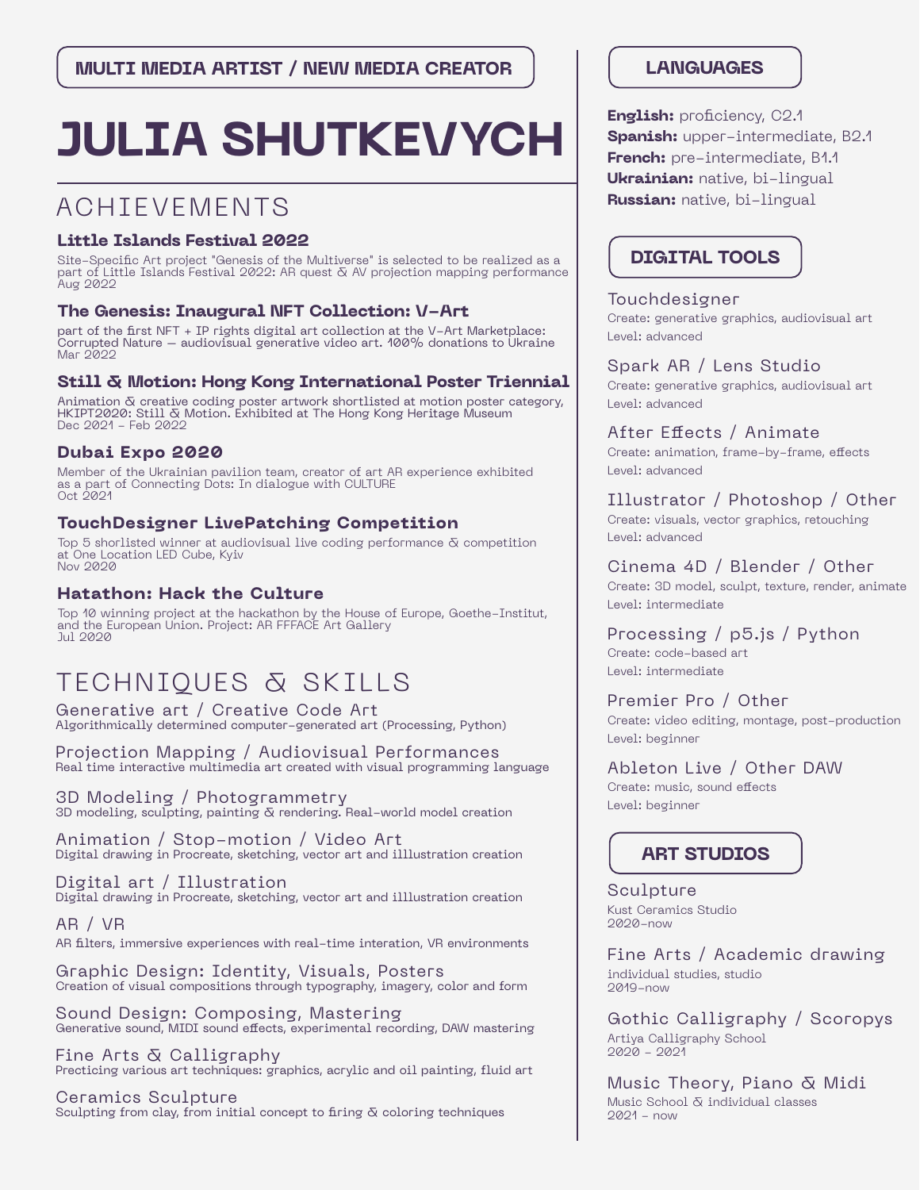**MULTI MEDIA ARTIST / NEW MEDIA CREATOR**

# JULIA SHUTKEVYCH

## ACHIEVEMENTS

### Little Islands Festival 2022

Site-Specific Art project "Genesis of the Multiverse" is selected to be realized as a part of Little Islands Festival 2022: AR quest & AV projection mapping performance
Aug 2022

### The Genesis: Inaugural NFT Collection: V-Art

part of the first NFT + IP rights digital art collection at the V-Art Marketplace: Corrupted Nature — audiovisual generative video art. 100% donations to Ukraine
Mar 2022

### Still & Motion: Hong Kong International Poster Triennial

Animation & creative coding poster artwork shortlisted at motion poster category, HKIPT2020: Still & Motion. Exhibited at The Hong Kong Heritage Museum
Dec 2021 - Feb 2022

### Dubai Expo 2020

Member of the Ukrainian pavilion team, creator of art AR experience exhibited as a part of Connecting Dots: In dialogue with CULTURE
Oct 2021

### TouchDesigner LivePatching Competition

Top 5 shorlisted winner at audiovisual live coding performance & competition at One Location LED Cube, Kyiv
Nov 2020

### Hatathon: Hack the Culture

Top 10 winning project at the hackathon by the House of Europe, Goethe-Institut, and the European Union. Project: AR FFFACE Art Gallery
Jul 2020

## TECHNIQUES & SKILLS

**Generative art / Creative Code Art**
Algorithmically determined computer-generated art (Processing, Python)

**Projection Mapping / Audiovisual Performances**
Real time interactive multimedia art created with visual programming language

**3D Modeling / Photogrammetry**
3D modeling, sculpting, painting & rendering. Real-world model creation

**Animation / Stop-motion / Video Art**
Digital drawing in Procreate, sketching, vector art and illlustration creation

**Digital art / Illustration**
Digital drawing in Procreate, sketching, vector art and illlustration creation

**AR / VR**
AR filters, immersive experiences with real-time interation, VR environments

**Graphic Design: Identity, Visuals, Posters**
Creation of visual compositions through typography, imagery, color and form

**Sound Design: Composing, Mastering**
Generative sound, MIDI sound effects, experimental recording, DAW mastering

**Fine Arts & Calligraphy**
Precticing various art techniques: graphics, acrylic and oil painting, fluid art

**Ceramics Sculpture**
Sculpting from clay, from initial concept to firing & coloring techniques

## LANGUAGES

**English:** proficiency, C2.1
**Spanish:** upper-intermediate, B2.1
**French:** pre-intermediate, B1.1
**Ukrainian:** native, bi-lingual
**Russian:** native, bi-lingual

## DIGITAL TOOLS

**Touchdesigner**
Create: generative graphics, audiovisual art
Level: advanced

**Spark AR / Lens Studio**
Create: generative graphics, audiovisual art
Level: advanced

**After Effects / Animate**
Create: animation, frame-by-frame, effects
Level: advanced

**Illustrator / Photoshop / Other**
Create: visuals, vector graphics, retouching
Level: advanced

**Cinema 4D / Blender / Other**
Create: 3D model, sculpt, texture, render, animate
Level: intermediate

**Processing / p5.js / Python**
Create: code-based art
Level: intermediate

**Premier Pro / Other**
Create: video editing, montage, post-production
Level: beginner

**Ableton Live / Other DAW**
Create: music, sound effects
Level: beginner

## ART STUDIOS

**Sculpture**
Kust Ceramics Studio
2020-now

**Fine Arts / Academic drawing**
individual studies, studio
2019-now

**Gothic Calligraphy / Scoropys**
Artiya Calligraphy School
2020 - 2021

**Music Theory, Piano & Midi**
Music School & individual classes
2021 - now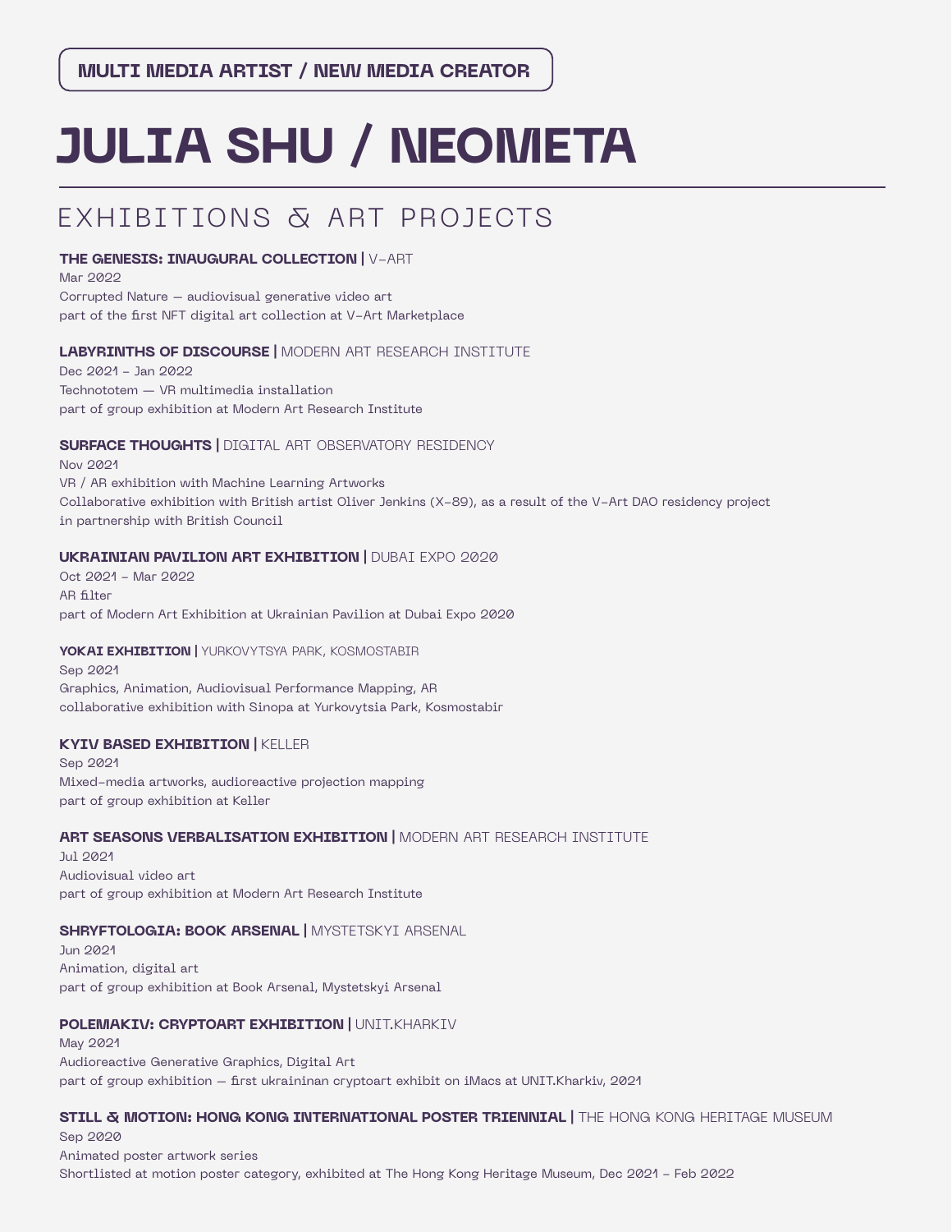**MULTI MEDIA ARTIST / NEW MEDIA CREATOR**

# JULIA SHU / NEOMETA

## EXHIBITIONS & ART PROJECTS

**THE GENESIS: INAUGURAL COLLECTION |** V-ART
Mar 2022
Corrupted Nature — audiovisual generative video art
part of the first NFT digital art collection at V-Art Marketplace

**LABYRINTHS OF DISCOURSE |** MODERN ART RESEARCH INSTITUTE
Dec 2021 - Jan 2022
Technototem — VR multimedia installation
part of group exhibition at Modern Art Research Institute

**SURFACE THOUGHTS |** DIGITAL ART OBSERVATORY RESIDENCY
Nov 2021
VR / AR exhibition with Machine Learning Artworks
Collaborative exhibition with British artist Oliver Jenkins (X-89), as a result of the V-Art DAO residency project in partnership with British Council

**UKRAINIAN PAVILION ART EXHIBITION |** DUBAI EXPO 2020
Oct 2021 - Mar 2022
AR filter
part of Modern Art Exhibition at Ukrainian Pavilion at Dubai Expo 2020

**YOKAI EXHIBITION |** YURKOVYTSYA PARK, KOSMOSTABIR
Sep 2021
Graphics, Animation, Audiovisual Performance Mapping, AR
collaborative exhibition with Sinopa at Yurkovytsia Park, Kosmostabir

**KYIV BASED EXHIBITION |** KELLER
Sep 2021
Mixed-media artworks, audioreactive projection mapping
part of group exhibition at Keller

**ART SEASONS VERBALISATION EXHIBITION |** MODERN ART RESEARCH INSTITUTE
Jul 2021
Audiovisual video art
part of group exhibition at Modern Art Research Institute

**SHRYFTOLOGIA: BOOK ARSENAL |** MYSTETSKYI ARSENAL
Jun 2021
Animation, digital art
part of group exhibition at Book Arsenal, Mystetskyi Arsenal

**POLEMAKIV: CRYPTOART EXHIBITION |** UNIT.KHARKIV
May 2021
Audioreactive Generative Graphics, Digital Art
part of group exhibition — first ukraininan cryptoart exhibit on iMacs at UNIT.Kharkiv, 2021

**STILL & MOTION: HONG KONG INTERNATIONAL POSTER TRIENNIAL |** THE HONG KONG HERITAGE MUSEUM
Sep 2020
Animated poster artwork series
Shortlisted at motion poster category, exhibited at The Hong Kong Heritage Museum, Dec 2021 - Feb 2022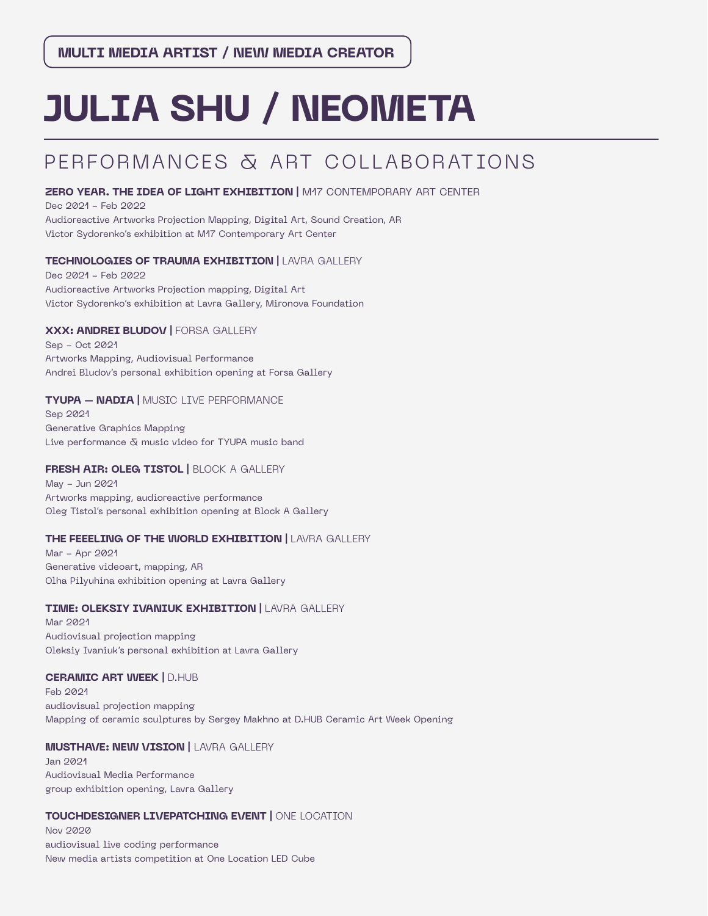**MULTI MEDIA ARTIST / NEW MEDIA CREATOR**

# JULIA SHU / NEOMETA

## PERFORMANCES & ART COLLABORATIONS

**ZERO YEAR. THE IDEA OF LIGHT EXHIBITION |** M17 CONTEMPORARY ART CENTER
Dec 2021 – Feb 2022
Audioreactive Artworks Projection Mapping, Digital Art, Sound Creation, AR
Victor Sydorenko's exhibition at M17 Contemporary Art Center

**TECHNOLOGIES OF TRAUMA EXHIBITION |** LAVRA GALLERY
Dec 2021 – Feb 2022
Audioreactive Artworks Projection mapping, Digital Art
Victor Sydorenko's exhibition at Lavra Gallery, Mironova Foundation

**XXX: ANDREI BLUDOV |** FORSA GALLERY
Sep – Oct 2021
Artworks Mapping, Audiovisual Performance
Andrei Bludov's personal exhibition opening at Forsa Gallery

**TYUPA — NADIA |** MUSIC LIVE PERFORMANCE
Sep 2021
Generative Graphics Mapping
Live performance & music video for TYUPA music band

**FRESH AIR: OLEG TISTOL |** BLOCK A GALLERY
May – Jun 2021
Artworks mapping, audioreactive performance
Oleg Tistol's personal exhibition opening at Block A Gallery

**THE FEEELING OF THE WORLD EXHIBITION |** LAVRA GALLERY
Mar – Apr 2021
Generative videoart, mapping, AR
Olha Pilyuhina exhibition opening at Lavra Gallery

**TIME: OLEKSIY IVANIUK EXHIBITION |** LAVRA GALLERY
Mar 2021
Audiovisual projection mapping
Oleksiy Ivaniuk's personal exhibition at Lavra Gallery

**CERAMIC ART WEEK |** D.HUB
Feb 2021
audiovisual projection mapping
Mapping of ceramic sculptures by Sergey Makhno at D.HUB Ceramic Art Week Opening

**MUSTHAVE: NEW VISION |** LAVRA GALLERY
Jan 2021
Audiovisual Media Performance
group exhibition opening, Lavra Gallery

**TOUCHDESIGNER LIVEPATCHING EVENT |** ONE LOCATION
Nov 2020
audiovisual live coding performance
New media artists competition at One Location LED Cube